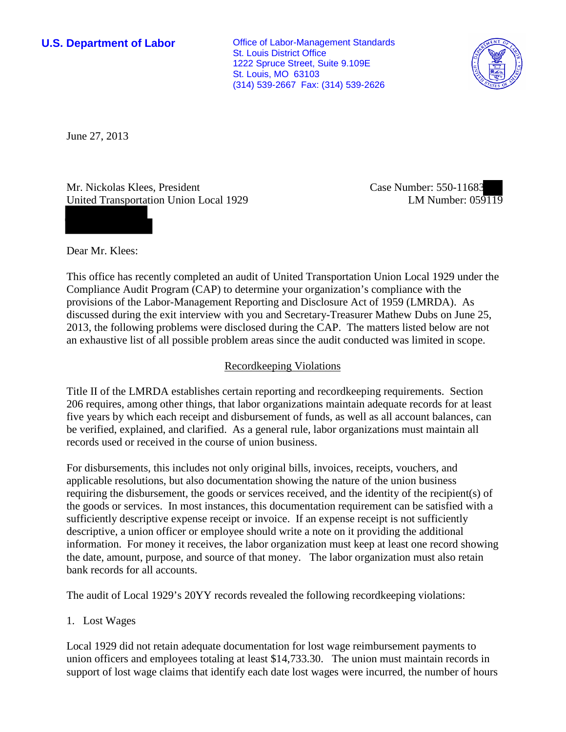**U.S. Department of Labor**

Office of Labor-Management Standards
St. Louis District Office
1222 Spruce Street, Suite 9.109E
St. Louis, MO 63103
(314) 539-2667 Fax: (314) 539-2626

June 27, 2013

Mr. Nickolas Klees, President
United Transportation Union Local 1929

Case Number: 550-11683
LM Number: 059119

Dear Mr. Klees:

This office has recently completed an audit of United Transportation Union Local 1929 under the Compliance Audit Program (CAP) to determine your organization's compliance with the provisions of the Labor-Management Reporting and Disclosure Act of 1959 (LMRDA). As discussed during the exit interview with you and Secretary-Treasurer Mathew Dubs on June 25, 2013, the following problems were disclosed during the CAP. The matters listed below are not an exhaustive list of all possible problem areas since the audit conducted was limited in scope.

## Recordkeeping Violations

Title II of the LMRDA establishes certain reporting and recordkeeping requirements. Section 206 requires, among other things, that labor organizations maintain adequate records for at least five years by which each receipt and disbursement of funds, as well as all account balances, can be verified, explained, and clarified. As a general rule, labor organizations must maintain all records used or received in the course of union business.

For disbursements, this includes not only original bills, invoices, receipts, vouchers, and applicable resolutions, but also documentation showing the nature of the union business requiring the disbursement, the goods or services received, and the identity of the recipient(s) of the goods or services. In most instances, this documentation requirement can be satisfied with a sufficiently descriptive expense receipt or invoice. If an expense receipt is not sufficiently descriptive, a union officer or employee should write a note on it providing the additional information. For money it receives, the labor organization must keep at least one record showing the date, amount, purpose, and source of that money. The labor organization must also retain bank records for all accounts.

The audit of Local 1929's 20YY records revealed the following recordkeeping violations:

1. Lost Wages

Local 1929 did not retain adequate documentation for lost wage reimbursement payments to union officers and employees totaling at least $14,733.30. The union must maintain records in support of lost wage claims that identify each date lost wages were incurred, the number of hours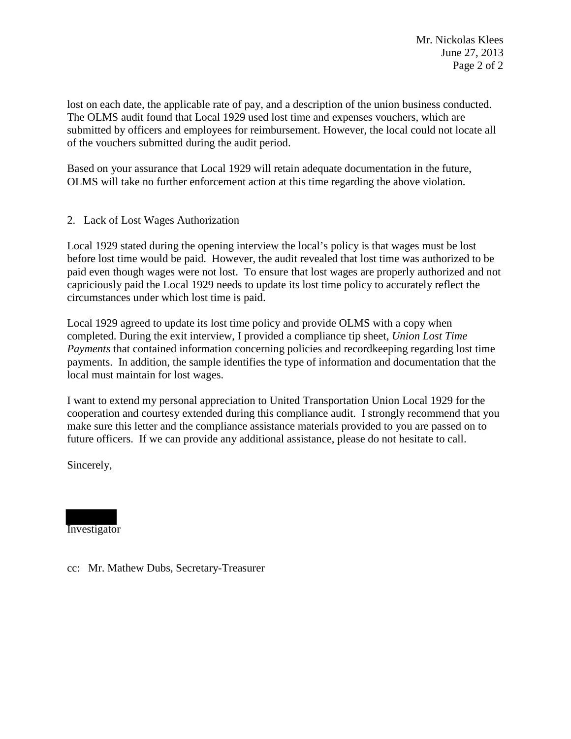lost on each date, the applicable rate of pay, and a description of the union business conducted. The OLMS audit found that Local 1929 used lost time and expenses vouchers, which are submitted by officers and employees for reimbursement. However, the local could not locate all of the vouchers submitted during the audit period.

Based on your assurance that Local 1929 will retain adequate documentation in the future, OLMS will take no further enforcement action at this time regarding the above violation.

2. Lack of Lost Wages Authorization

Local 1929 stated during the opening interview the local's policy is that wages must be lost before lost time would be paid. However, the audit revealed that lost time was authorized to be paid even though wages were not lost. To ensure that lost wages are properly authorized and not capriciously paid the Local 1929 needs to update its lost time policy to accurately reflect the circumstances under which lost time is paid.

Local 1929 agreed to update its lost time policy and provide OLMS with a copy when completed. During the exit interview, I provided a compliance tip sheet, *Union Lost Time Payments* that contained information concerning policies and recordkeeping regarding lost time payments. In addition, the sample identifies the type of information and documentation that the local must maintain for lost wages.

I want to extend my personal appreciation to United Transportation Union Local 1929 for the cooperation and courtesy extended during this compliance audit. I strongly recommend that you make sure this letter and the compliance assistance materials provided to you are passed on to future officers. If we can provide any additional assistance, please do not hesitate to call.

Sincerely,

Investigator

cc: Mr. Mathew Dubs, Secretary-Treasurer